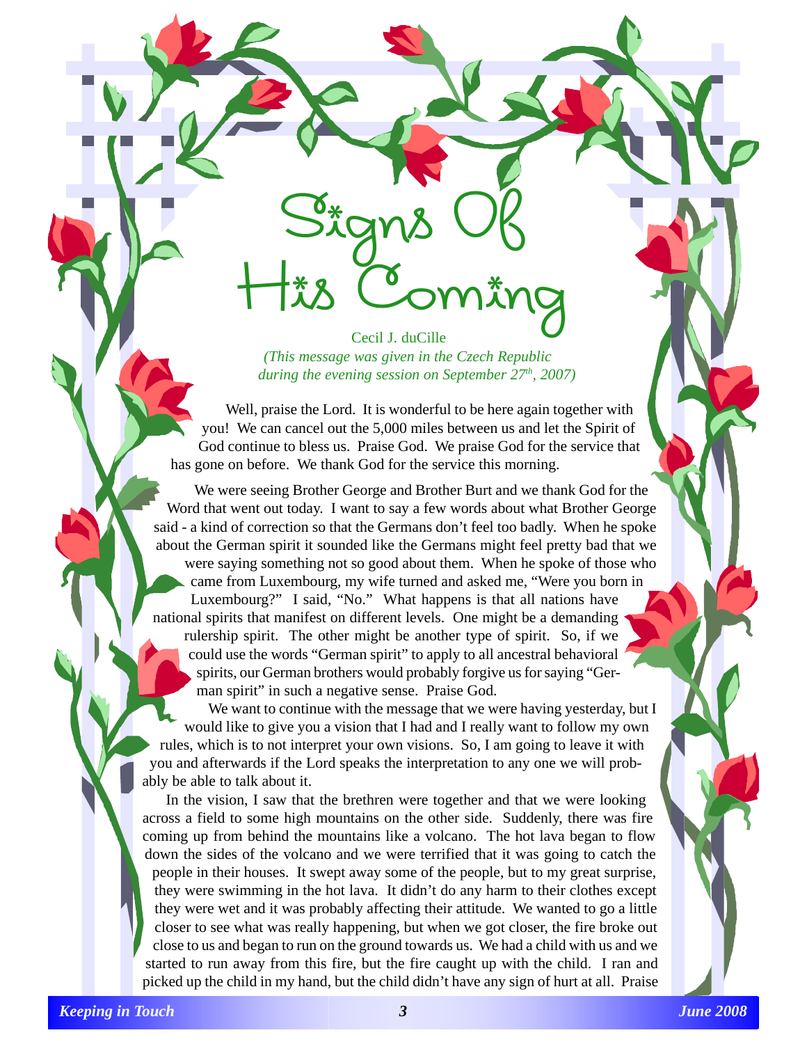# Signs Of His Coming

Cecil J. duCille

*(This message was given in the Czech Republic during the evening session on September 27th, 2007)*

Well, praise the Lord. It is wonderful to be here again together with you! We can cancel out the 5,000 miles between us and let the Spirit of God continue to bless us. Praise God. We praise God for the service that has gone on before. We thank God for the service this morning.

We were seeing Brother George and Brother Burt and we thank God for the Word that went out today. I want to say a few words about what Brother George said - a kind of correction so that the Germans don't feel too badly. When he spoke about the German spirit it sounded like the Germans might feel pretty bad that we were saying something not so good about them. When he spoke of those who came from Luxembourg, my wife turned and asked me, "Were you born in Luxembourg?" I said, "No." What happens is that all nations have national spirits that manifest on different levels. One might be a demanding rulership spirit. The other might be another type of spirit. So, if we could use the words "German spirit" to apply to all ancestral behavioral spirits, our German brothers would probably forgive us for saying "German spirit" in such a negative sense. Praise God.

We want to continue with the message that we were having yesterday, but I would like to give you a vision that I had and I really want to follow my own rules, which is to not interpret your own visions. So, I am going to leave it with you and afterwards if the Lord speaks the interpretation to any one we will probably be able to talk about it.

In the vision, I saw that the brethren were together and that we were looking across a field to some high mountains on the other side. Suddenly, there was fire coming up from behind the mountains like a volcano. The hot lava began to flow down the sides of the volcano and we were terrified that it was going to catch the people in their houses. It swept away some of the people, but to my great surprise, they were swimming in the hot lava. It didn't do any harm to their clothes except they were wet and it was probably affecting their attitude. We wanted to go a little closer to see what was really happening, but when we got closer, the fire broke out close to us and began to run on the ground towards us. We had a child with us and we started to run away from this fire, but the fire caught up with the child. I ran and picked up the child in my hand, but the child didn't have any sign of hurt at all. Praise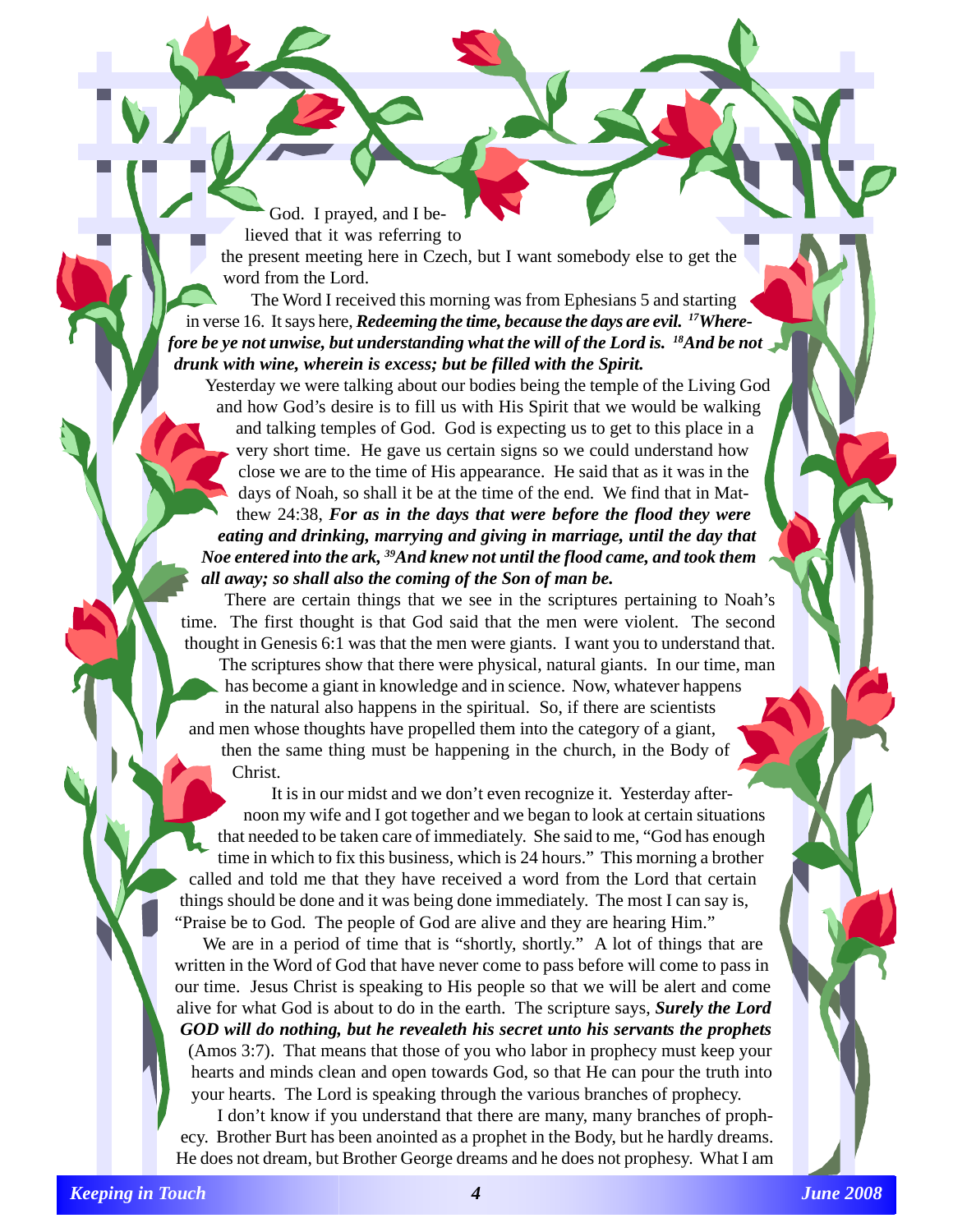God. I prayed, and I believed that it was referring to the present meeting here in Czech, but I want somebody else to get the word from the Lord.

The Word I received this morning was from Ephesians 5 and starting in verse 16. It says here, ***Redeeming the time, because the days are evil. [17]Wherefore be ye not unwise, but understanding what the will of the Lord is. [18]And be not drunk with wine, wherein is excess; but be filled with the Spirit.***

Yesterday we were talking about our bodies being the temple of the Living God and how God's desire is to fill us with His Spirit that we would be walking and talking temples of God. God is expecting us to get to this place in a very short time. He gave us certain signs so we could understand how close we are to the time of His appearance. He said that as it was in the days of Noah, so shall it be at the time of the end. We find that in Matthew 24:38, ***For as in the days that were before the flood they were eating and drinking, marrying and giving in marriage, until the day that Noe entered into the ark, [39]And knew not until the flood came, and took them all away; so shall also the coming of the Son of man be.***

There are certain things that we see in the scriptures pertaining to Noah's time. The first thought is that God said that the men were violent. The second thought in Genesis 6:1 was that the men were giants. I want you to understand that. The scriptures show that there were physical, natural giants. In our time, man has become a giant in knowledge and in science. Now, whatever happens in the natural also happens in the spiritual. So, if there are scientists and men whose thoughts have propelled them into the category of a giant, then the same thing must be happening in the church, in the Body of Christ.

It is in our midst and we don't even recognize it. Yesterday afternoon my wife and I got together and we began to look at certain situations that needed to be taken care of immediately. She said to me, "God has enough time in which to fix this business, which is 24 hours." This morning a brother called and told me that they have received a word from the Lord that certain things should be done and it was being done immediately. The most I can say is, "Praise be to God. The people of God are alive and they are hearing Him."

We are in a period of time that is "shortly, shortly." A lot of things that are written in the Word of God that have never come to pass before will come to pass in our time. Jesus Christ is speaking to His people so that we will be alert and come alive for what God is about to do in the earth. The scripture says, ***Surely the Lord GOD will do nothing, but he revealeth his secret unto his servants the prophets*** (Amos 3:7). That means that those of you who labor in prophecy must keep your hearts and minds clean and open towards God, so that He can pour the truth into your hearts. The Lord is speaking through the various branches of prophecy.

I don't know if you understand that there are many, many branches of prophecy. Brother Burt has been anointed as a prophet in the Body, but he hardly dreams. He does not dream, but Brother George dreams and he does not prophesy. What I am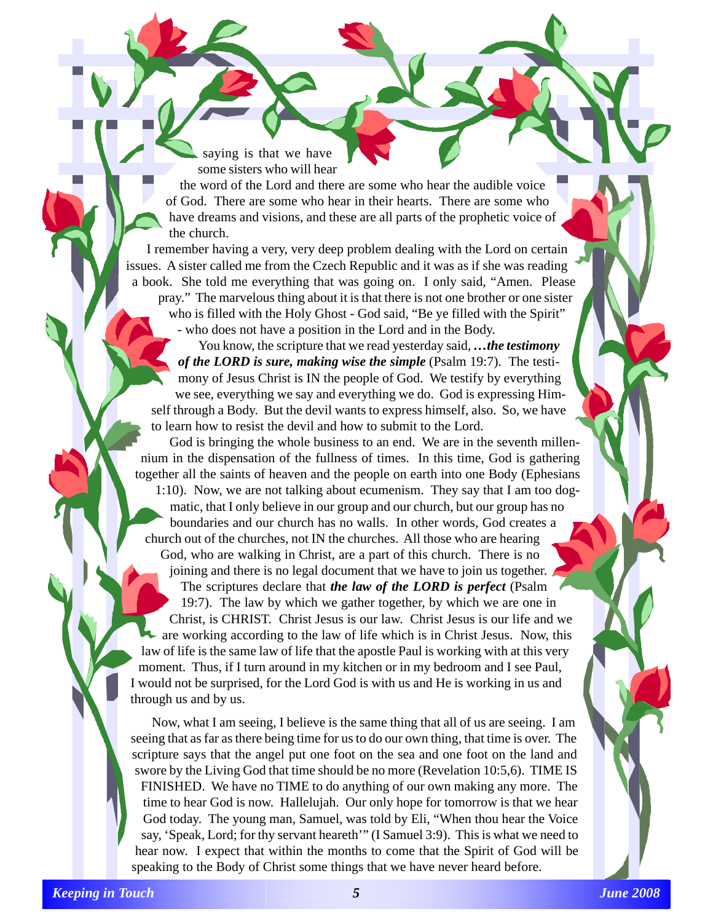saying is that we have some sisters who will hear the word of the Lord and there are some who hear the audible voice of God. There are some who hear in their hearts. There are some who have dreams and visions, and these are all parts of the prophetic voice of the church.

I remember having a very, very deep problem dealing with the Lord on certain issues. A sister called me from the Czech Republic and it was as if she was reading a book. She told me everything that was going on. I only said, "Amen. Please pray." The marvelous thing about it is that there is not one brother or one sister who is filled with the Holy Ghost - God said, "Be ye filled with the Spirit" - who does not have a position in the Lord and in the Body.

You know, the scripture that we read yesterday said, ***…the testimony of the LORD is sure, making wise the simple*** (Psalm 19:7). The testimony of Jesus Christ is IN the people of God. We testify by everything we see, everything we say and everything we do. God is expressing Himself through a Body. But the devil wants to express himself, also. So, we have to learn how to resist the devil and how to submit to the Lord.

God is bringing the whole business to an end. We are in the seventh millennium in the dispensation of the fullness of times. In this time, God is gathering together all the saints of heaven and the people on earth into one Body (Ephesians 1:10). Now, we are not talking about ecumenism. They say that I am too dogmatic, that I only believe in our group and our church, but our group has no boundaries and our church has no walls. In other words, God creates a church out of the churches, not IN the churches. All those who are hearing God, who are walking in Christ, are a part of this church. There is no joining and there is no legal document that we have to join us together.

The scriptures declare that ***the law of the LORD is perfect*** (Psalm 19:7). The law by which we gather together, by which we are one in Christ, is CHRIST. Christ Jesus is our law. Christ Jesus is our life and we are working according to the law of life which is in Christ Jesus. Now, this law of life is the same law of life that the apostle Paul is working with at this very moment. Thus, if I turn around in my kitchen or in my bedroom and I see Paul, I would not be surprised, for the Lord God is with us and He is working in us and through us and by us.

Now, what I am seeing, I believe is the same thing that all of us are seeing. I am seeing that as far as there being time for us to do our own thing, that time is over. The scripture says that the angel put one foot on the sea and one foot on the land and swore by the Living God that time should be no more (Revelation 10:5,6). TIME IS FINISHED. We have no TIME to do anything of our own making any more. The time to hear God is now. Hallelujah. Our only hope for tomorrow is that we hear God today. The young man, Samuel, was told by Eli, "When thou hear the Voice say, 'Speak, Lord; for thy servant heareth'" (I Samuel 3:9). This is what we need to hear now. I expect that within the months to come that the Spirit of God will be speaking to the Body of Christ some things that we have never heard before.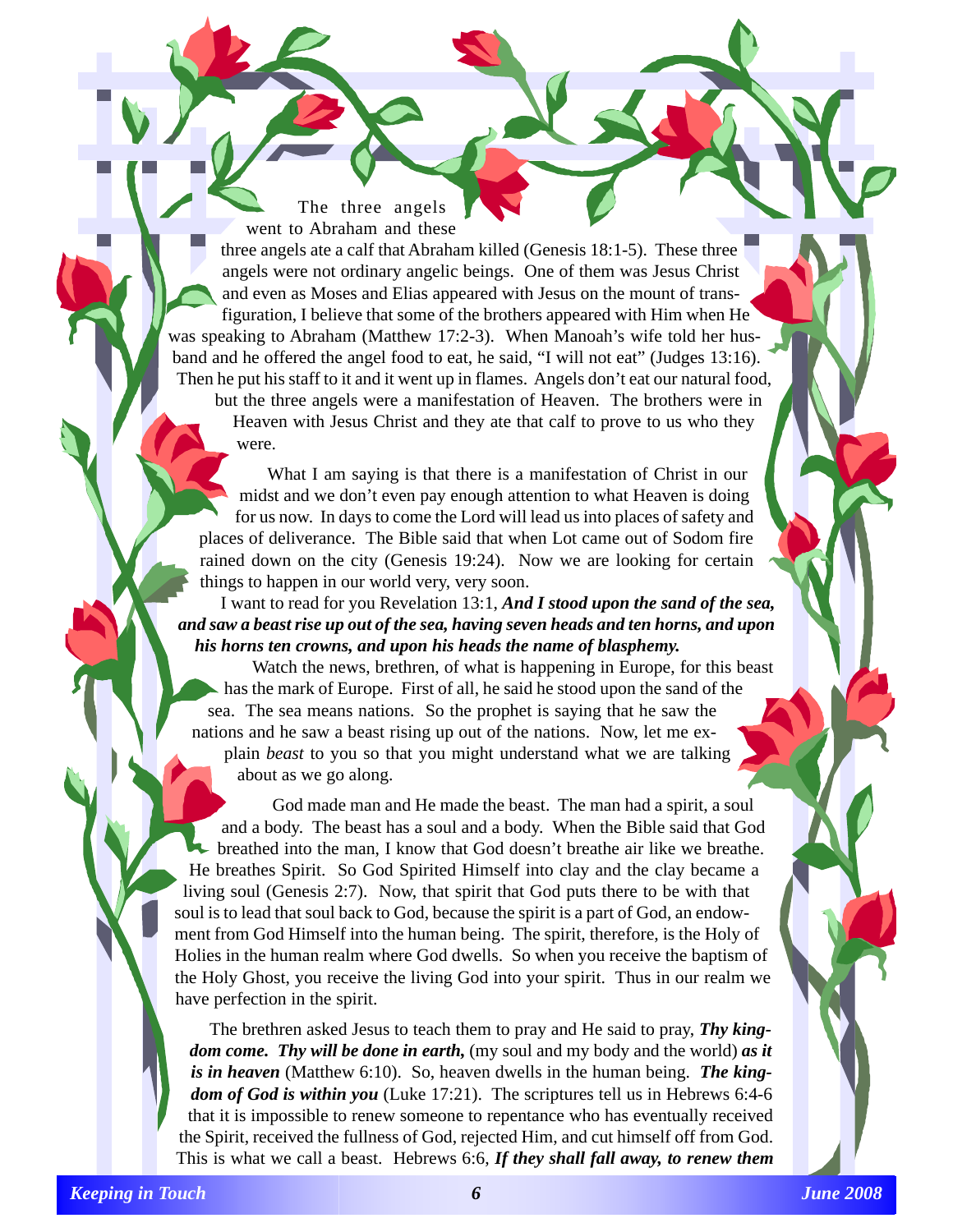The three angels went to Abraham and these three angels ate a calf that Abraham killed (Genesis 18:1-5). These three angels were not ordinary angelic beings. One of them was Jesus Christ and even as Moses and Elias appeared with Jesus on the mount of transfiguration, I believe that some of the brothers appeared with Him when He was speaking to Abraham (Matthew 17:2-3). When Manoah's wife told her husband and he offered the angel food to eat, he said, "I will not eat" (Judges 13:16). Then he put his staff to it and it went up in flames. Angels don't eat our natural food, but the three angels were a manifestation of Heaven. The brothers were in Heaven with Jesus Christ and they ate that calf to prove to us who they were.

What I am saying is that there is a manifestation of Christ in our midst and we don't even pay enough attention to what Heaven is doing for us now. In days to come the Lord will lead us into places of safety and places of deliverance. The Bible said that when Lot came out of Sodom fire rained down on the city (Genesis 19:24). Now we are looking for certain things to happen in our world very, very soon.

I want to read for you Revelation 13:1, ***And I stood upon the sand of the sea, and saw a beast rise up out of the sea, having seven heads and ten horns, and upon his horns ten crowns, and upon his heads the name of blasphemy.***

Watch the news, brethren, of what is happening in Europe, for this beast has the mark of Europe. First of all, he said he stood upon the sand of the sea. The sea means nations. So the prophet is saying that he saw the nations and he saw a beast rising up out of the nations. Now, let me explain *beast* to you so that you might understand what we are talking about as we go along.

God made man and He made the beast. The man had a spirit, a soul and a body. The beast has a soul and a body. When the Bible said that God breathed into the man, I know that God doesn't breathe air like we breathe. He breathes Spirit. So God Spirited Himself into clay and the clay became a living soul (Genesis 2:7). Now, that spirit that God puts there to be with that soul is to lead that soul back to God, because the spirit is a part of God, an endowment from God Himself into the human being. The spirit, therefore, is the Holy of Holies in the human realm where God dwells. So when you receive the baptism of the Holy Ghost, you receive the living God into your spirit. Thus in our realm we have perfection in the spirit.

The brethren asked Jesus to teach them to pray and He said to pray, ***Thy kingdom come. Thy will be done in earth,*** (my soul and my body and the world) ***as it is in heaven*** (Matthew 6:10). So, heaven dwells in the human being. ***The kingdom of God is within you*** (Luke 17:21). The scriptures tell us in Hebrews 6:4-6 that it is impossible to renew someone to repentance who has eventually received the Spirit, received the fullness of God, rejected Him, and cut himself off from God. This is what we call a beast. Hebrews 6:6, ***If they shall fall away, to renew them***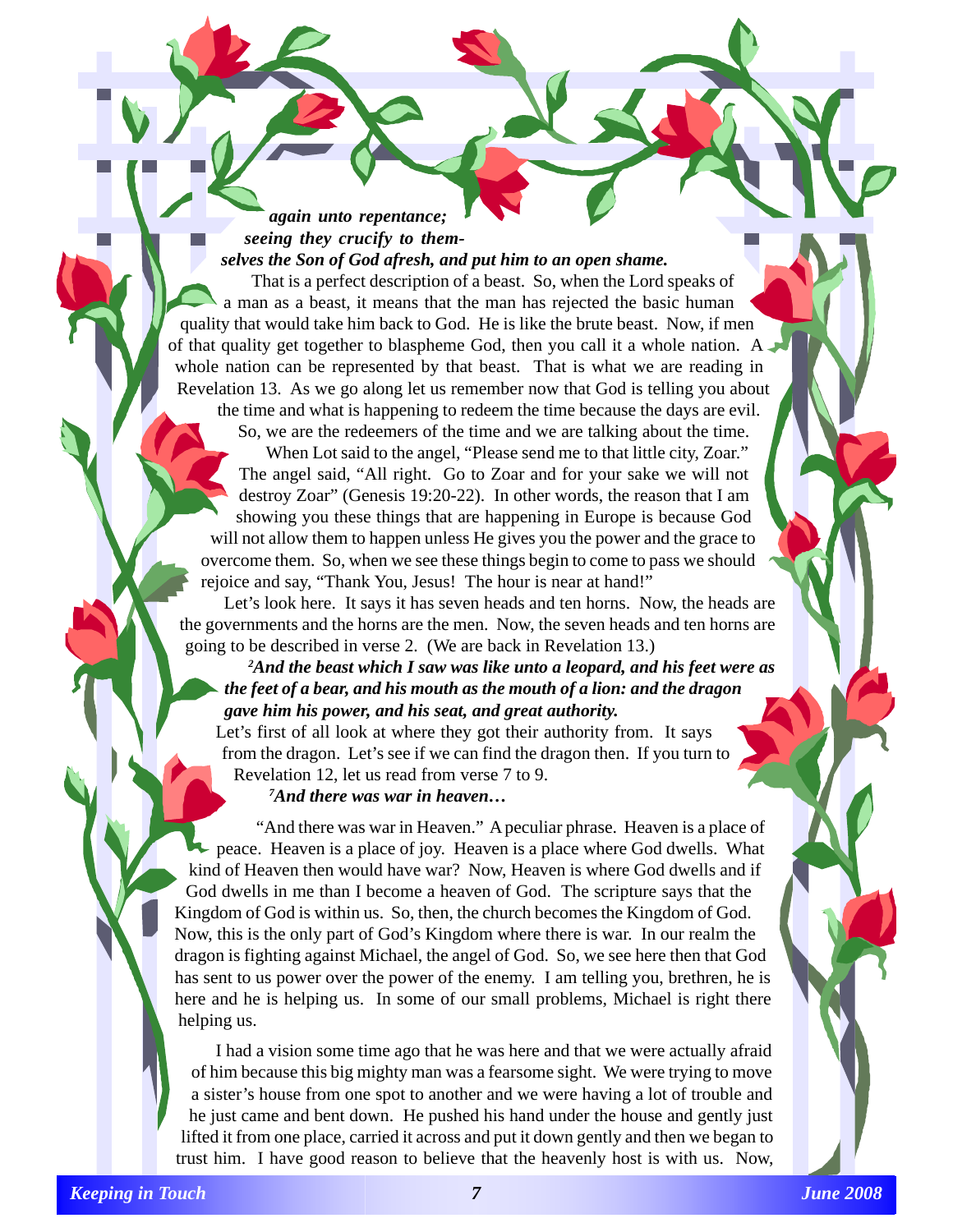***again unto repentance; seeing they crucify to themselves the Son of God afresh, and put him to an open shame.***

That is a perfect description of a beast. So, when the Lord speaks of a man as a beast, it means that the man has rejected the basic human quality that would take him back to God. He is like the brute beast. Now, if men of that quality get together to blaspheme God, then you call it a whole nation. A whole nation can be represented by that beast. That is what we are reading in Revelation 13. As we go along let us remember now that God is telling you about the time and what is happening to redeem the time because the days are evil. So, we are the redeemers of the time and we are talking about the time.

When Lot said to the angel, "Please send me to that little city, Zoar." The angel said, "All right. Go to Zoar and for your sake we will not destroy Zoar" (Genesis 19:20-22). In other words, the reason that I am showing you these things that are happening in Europe is because God will not allow them to happen unless He gives you the power and the grace to overcome them. So, when we see these things begin to come to pass we should rejoice and say, "Thank You, Jesus! The hour is near at hand!"

Let's look here. It says it has seven heads and ten horns. Now, the heads are the governments and the horns are the men. Now, the seven heads and ten horns are going to be described in verse 2. (We are back in Revelation 13.)

***2And the beast which I saw was like unto a leopard, and his feet were as the feet of a bear, and his mouth as the mouth of a lion: and the dragon gave him his power, and his seat, and great authority.***

Let's first of all look at where they got their authority from. It says from the dragon. Let's see if we can find the dragon then. If you turn to Revelation 12, let us read from verse 7 to 9.

***7And there was war in heaven…***

"And there was war in Heaven." A peculiar phrase. Heaven is a place of peace. Heaven is a place of joy. Heaven is a place where God dwells. What kind of Heaven then would have war? Now, Heaven is where God dwells and if God dwells in me than I become a heaven of God. The scripture says that the Kingdom of God is within us. So, then, the church becomes the Kingdom of God. Now, this is the only part of God's Kingdom where there is war. In our realm the dragon is fighting against Michael, the angel of God. So, we see here then that God has sent to us power over the power of the enemy. I am telling you, brethren, he is here and he is helping us. In some of our small problems, Michael is right there helping us.

I had a vision some time ago that he was here and that we were actually afraid of him because this big mighty man was a fearsome sight. We were trying to move a sister's house from one spot to another and we were having a lot of trouble and he just came and bent down. He pushed his hand under the house and gently just lifted it from one place, carried it across and put it down gently and then we began to trust him. I have good reason to believe that the heavenly host is with us. Now,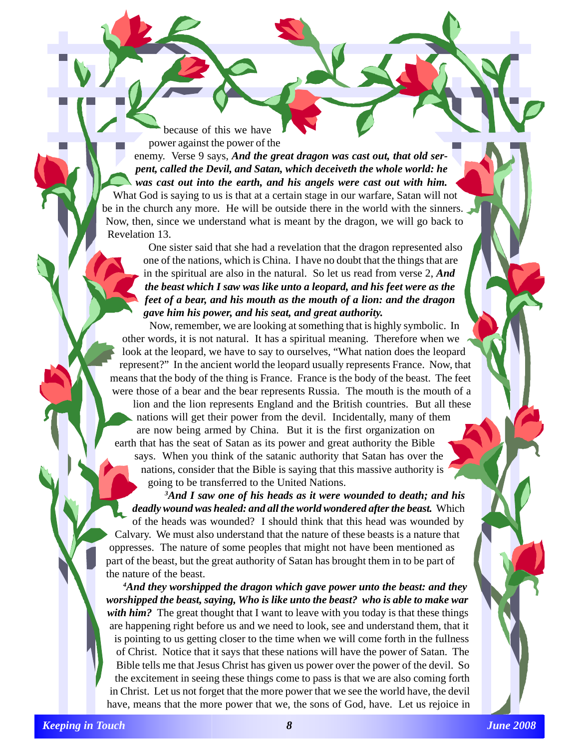because of this we have power against the power of the enemy. Verse 9 says, ***And the great dragon was cast out, that old serpent, called the Devil, and Satan, which deceiveth the whole world: he was cast out into the earth, and his angels were cast out with him.*** What God is saying to us is that at a certain stage in our warfare, Satan will not be in the church any more. He will be outside there in the world with the sinners. Now, then, since we understand what is meant by the dragon, we will go back to Revelation 13.

One sister said that she had a revelation that the dragon represented also one of the nations, which is China. I have no doubt that the things that are in the spiritual are also in the natural. So let us read from verse 2, ***And the beast which I saw was like unto a leopard, and his feet were as the feet of a bear, and his mouth as the mouth of a lion: and the dragon gave him his power, and his seat, and great authority.***

Now, remember, we are looking at something that is highly symbolic. In other words, it is not natural. It has a spiritual meaning. Therefore when we look at the leopard, we have to say to ourselves, "What nation does the leopard represent?" In the ancient world the leopard usually represents France. Now, that means that the body of the thing is France. France is the body of the beast. The feet were those of a bear and the bear represents Russia. The mouth is the mouth of a lion and the lion represents England and the British countries. But all these nations will get their power from the devil. Incidentally, many of them are now being armed by China. But it is the first organization on earth that has the seat of Satan as its power and great authority the Bible says. When you think of the satanic authority that Satan has over the nations, consider that the Bible is saying that this massive authority is going to be transferred to the United Nations.

***[3]And I saw one of his heads as it were wounded to death; and his deadly wound was healed: and all the world wondered after the beast.*** Which of the heads was wounded? I should think that this head was wounded by Calvary. We must also understand that the nature of these beasts is a nature that oppresses. The nature of some peoples that might not have been mentioned as part of the beast, but the great authority of Satan has brought them in to be part of the nature of the beast.

***[4]And they worshipped the dragon which gave power unto the beast: and they worshipped the beast, saying, Who is like unto the beast? who is able to make war with him?*** The great thought that I want to leave with you today is that these things are happening right before us and we need to look, see and understand them, that it is pointing to us getting closer to the time when we will come forth in the fullness of Christ. Notice that it says that these nations will have the power of Satan. The Bible tells me that Jesus Christ has given us power over the power of the devil. So the excitement in seeing these things come to pass is that we are also coming forth in Christ. Let us not forget that the more power that we see the world have, the devil have, means that the more power that we, the sons of God, have. Let us rejoice in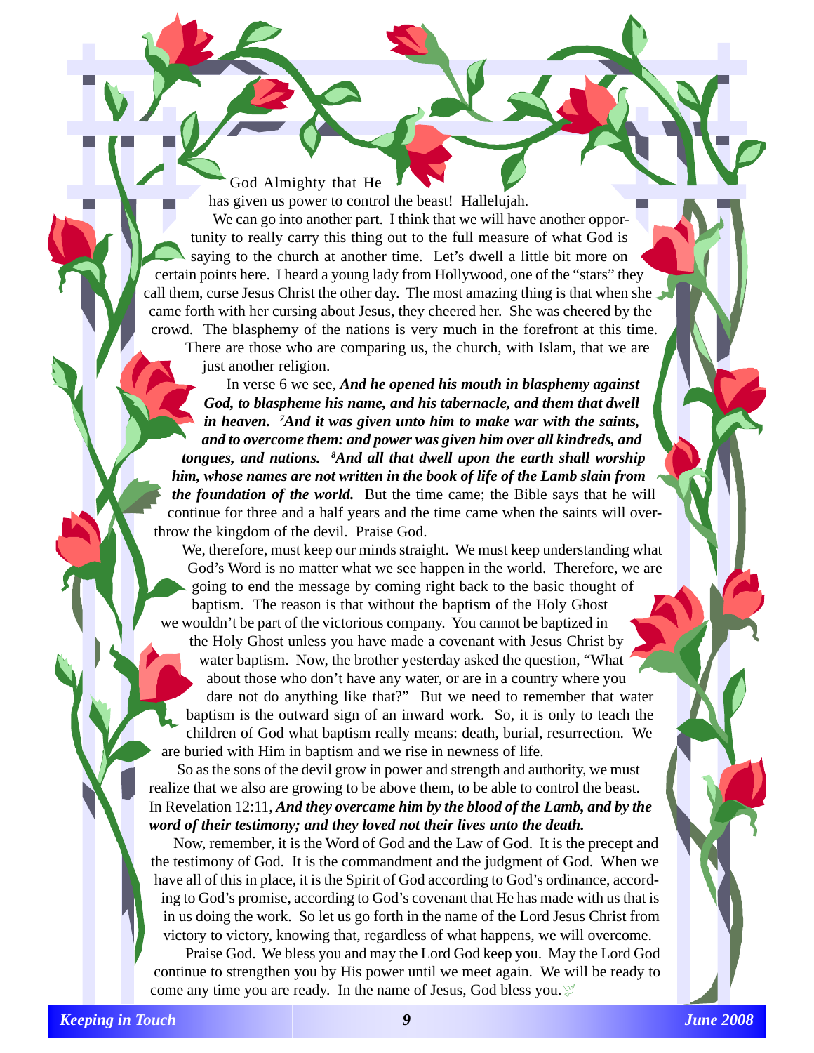God Almighty that He has given us power to control the beast! Hallelujah.

We can go into another part. I think that we will have another opportunity to really carry this thing out to the full measure of what God is saying to the church at another time. Let's dwell a little bit more on certain points here. I heard a young lady from Hollywood, one of the "stars" they call them, curse Jesus Christ the other day. The most amazing thing is that when she came forth with her cursing about Jesus, they cheered her. She was cheered by the crowd. The blasphemy of the nations is very much in the forefront at this time. There are those who are comparing us, the church, with Islam, that we are just another religion.

In verse 6 we see, ***And he opened his mouth in blasphemy against God, to blaspheme his name, and his tabernacle, and them that dwell in heaven. 7And it was given unto him to make war with the saints, and to overcome them: and power was given him over all kindreds, and tongues, and nations. 8And all that dwell upon the earth shall worship him, whose names are not written in the book of life of the Lamb slain from the foundation of the world.*** But the time came; the Bible says that he will continue for three and a half years and the time came when the saints will overthrow the kingdom of the devil. Praise God.

We, therefore, must keep our minds straight. We must keep understanding what God's Word is no matter what we see happen in the world. Therefore, we are going to end the message by coming right back to the basic thought of baptism. The reason is that without the baptism of the Holy Ghost we wouldn't be part of the victorious company. You cannot be baptized in the Holy Ghost unless you have made a covenant with Jesus Christ by water baptism. Now, the brother yesterday asked the question, "What about those who don't have any water, or are in a country where you dare not do anything like that?" But we need to remember that water baptism is the outward sign of an inward work. So, it is only to teach the children of God what baptism really means: death, burial, resurrection. We are buried with Him in baptism and we rise in newness of life.

So as the sons of the devil grow in power and strength and authority, we must realize that we also are growing to be above them, to be able to control the beast. In Revelation 12:11, ***And they overcame him by the blood of the Lamb, and by the word of their testimony; and they loved not their lives unto the death.***

Now, remember, it is the Word of God and the Law of God. It is the precept and the testimony of God. It is the commandment and the judgment of God. When we have all of this in place, it is the Spirit of God according to God's ordinance, according to God's promise, according to God's covenant that He has made with us that is in us doing the work. So let us go forth in the name of the Lord Jesus Christ from victory to victory, knowing that, regardless of what happens, we will overcome.

Praise God. We bless you and may the Lord God keep you. May the Lord God continue to strengthen you by His power until we meet again. We will be ready to come any time you are ready. In the name of Jesus, God bless you.